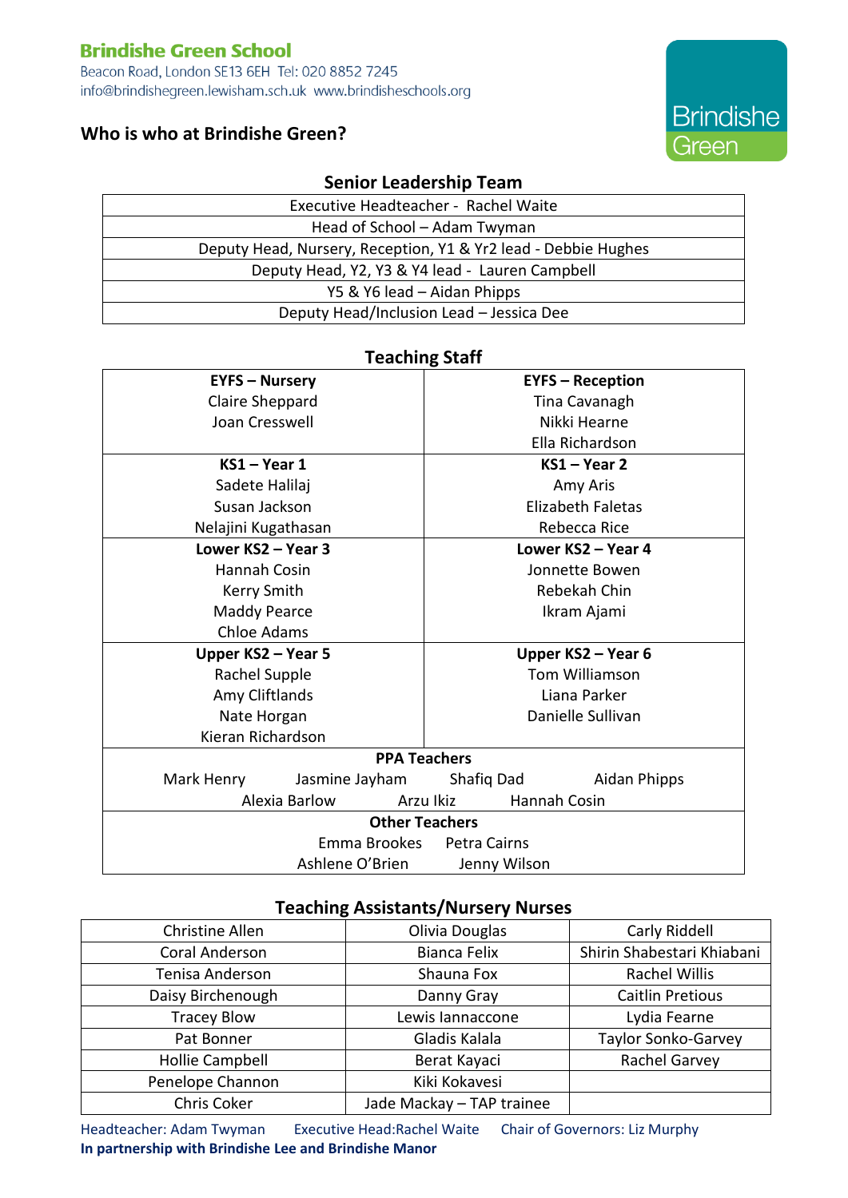**Brindishe Green School**
Beacon Road, London SE13 6EH Tel: 020 8852 7245
info@brindishegreen.lewisham.sch.uk www.brindisheschools.org

Brindishe Green

# Who is who at Brindishe Green?

## Senior Leadership Team

| |
|---|
| Executive Headteacher - Rachel Waite |
| Head of School – Adam Twyman |
| Deputy Head, Nursery, Reception, Y1 & Yr2 lead - Debbie Hughes |
| Deputy Head, Y2, Y3 & Y4 lead - Lauren Campbell |
| Y5 & Y6 lead – Aidan Phipps |
| Deputy Head/Inclusion Lead – Jessica Dee |

## Teaching Staff

| **EYFS – Nursery** | **EYFS – Reception** |
|---|---|
| Claire Sheppard<br>Joan Cresswell | Tina Cavanagh<br>Nikki Hearne<br>Ella Richardson |
| **KS1 – Year 1** | **KS1 – Year 2** |
| Sadete Halilaj<br>Susan Jackson<br>Nelajini Kugathasan | Amy Aris<br>Elizabeth Faletas<br>Rebecca Rice |
| **Lower KS2 – Year 3** | **Lower KS2 – Year 4** |
| Hannah Cosin<br>Kerry Smith<br>Maddy Pearce<br>Chloe Adams | Jonnette Bowen<br>Rebekah Chin<br>Ikram Ajami |
| **Upper KS2 – Year 5** | **Upper KS2 – Year 6** |
| Rachel Supple<br>Amy Cliftlands<br>Nate Horgan<br>Kieran Richardson | Tom Williamson<br>Liana Parker<br>Danielle Sullivan |

**PPA Teachers**

Mark Henry, Jasmine Jayham, Shafiq Dad, Aidan Phipps, Alexia Barlow, Arzu Ikiz, Hannah Cosin

**Other Teachers**

Emma Brookes, Petra Cairns, Ashlene O'Brien, Jenny Wilson

## Teaching Assistants/Nursery Nurses

| | | |
|---|---|---|
| Christine Allen | Olivia Douglas | Carly Riddell |
| Coral Anderson | Bianca Felix | Shirin Shabestari Khiabani |
| Tenisa Anderson | Shauna Fox | Rachel Willis |
| Daisy Birchenough | Danny Gray | Caitlin Pretious |
| Tracey Blow | Lewis Iannaccone | Lydia Fearne |
| Pat Bonner | Gladis Kalala | Taylor Sonko-Garvey |
| Hollie Campbell | Berat Kayaci | Rachel Garvey |
| Penelope Channon | Kiki Kokavesi | |
| Chris Coker | Jade Mackay – TAP trainee | |

Headteacher: Adam Twyman Executive Head: Rachel Waite Chair of Governors: Liz Murphy

**In partnership with Brindishe Lee and Brindishe Manor**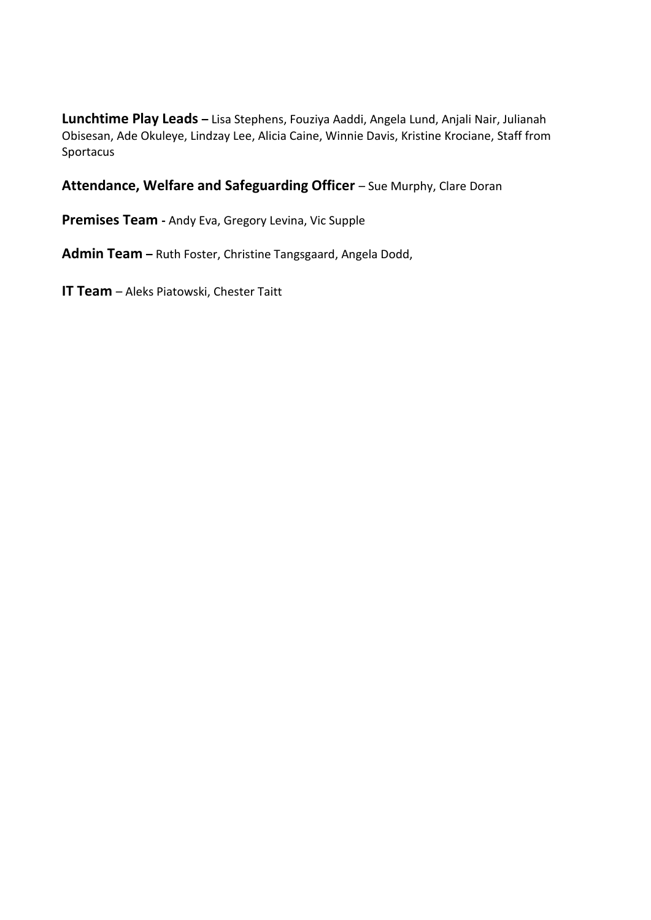**Lunchtime Play Leads –** Lisa Stephens, Fouziya Aaddi, Angela Lund, Anjali Nair, Julianah Obisesan, Ade Okuleye, Lindzay Lee, Alicia Caine, Winnie Davis, Kristine Krociane, Staff from Sportacus

**Attendance, Welfare and Safeguarding Officer** – Sue Murphy, Clare Doran

**Premises Team -** Andy Eva, Gregory Levina, Vic Supple

**Admin Team –** Ruth Foster, Christine Tangsgaard, Angela Dodd,

**IT Team** – Aleks Piatowski, Chester Taitt